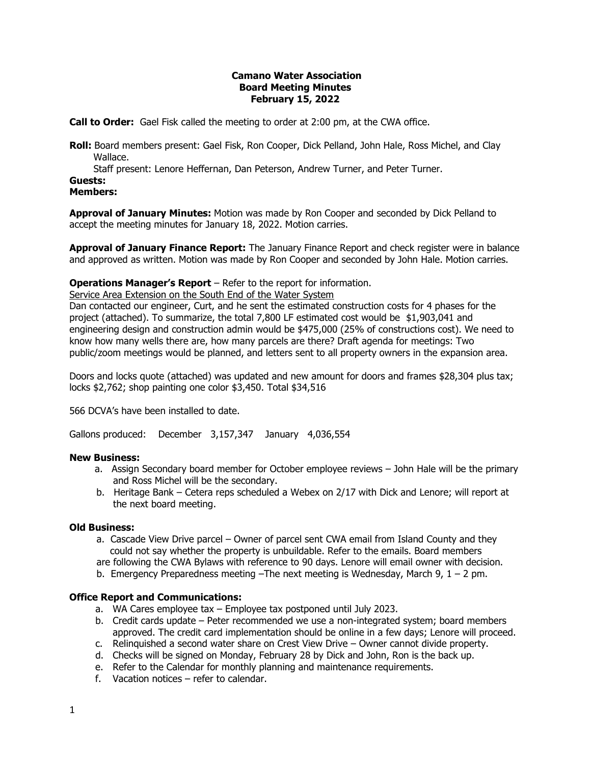**Camano Water Association**
**Board Meeting Minutes**
**February 15, 2022**

**Call to Order:** Gael Fisk called the meeting to order at 2:00 pm, at the CWA office.

**Roll:** Board members present: Gael Fisk, Ron Cooper, Dick Pelland, John Hale, Ross Michel, and Clay Wallace.
Staff present: Lenore Heffernan, Dan Peterson, Andrew Turner, and Peter Turner.

**Guests:**

**Members:**

**Approval of January Minutes:** Motion was made by Ron Cooper and seconded by Dick Pelland to accept the meeting minutes for January 18, 2022. Motion carries.

**Approval of January Finance Report:** The January Finance Report and check register were in balance and approved as written. Motion was made by Ron Cooper and seconded by John Hale. Motion carries.

**Operations Manager's Report** – Refer to the report for information.

Service Area Extension on the South End of the Water System

Dan contacted our engineer, Curt, and he sent the estimated construction costs for 4 phases for the project (attached). To summarize, the total 7,800 LF estimated cost would be $1,903,041 and engineering design and construction admin would be $475,000 (25% of constructions cost). We need to know how many wells there are, how many parcels are there? Draft agenda for meetings: Two public/zoom meetings would be planned, and letters sent to all property owners in the expansion area.

Doors and locks quote (attached) was updated and new amount for doors and frames $28,304 plus tax; locks $2,762; shop painting one color $3,450. Total $34,516

566 DCVA's have been installed to date.

Gallons produced: December 3,157,347 January 4,036,554

**New Business:**

a. Assign Secondary board member for October employee reviews – John Hale will be the primary and Ross Michel will be the secondary.
b. Heritage Bank – Cetera reps scheduled a Webex on 2/17 with Dick and Lenore; will report at the next board meeting.

**Old Business:**

a. Cascade View Drive parcel – Owner of parcel sent CWA email from Island County and they could not say whether the property is unbuildable. Refer to the emails. Board members are following the CWA Bylaws with reference to 90 days. Lenore will email owner with decision.
b. Emergency Preparedness meeting –The next meeting is Wednesday, March 9, 1 – 2 pm.

**Office Report and Communications:**

a. WA Cares employee tax – Employee tax postponed until July 2023.
b. Credit cards update – Peter recommended we use a non-integrated system; board members approved. The credit card implementation should be online in a few days; Lenore will proceed.
c. Relinquished a second water share on Crest View Drive – Owner cannot divide property.
d. Checks will be signed on Monday, February 28 by Dick and John, Ron is the back up.
e. Refer to the Calendar for monthly planning and maintenance requirements.
f. Vacation notices – refer to calendar.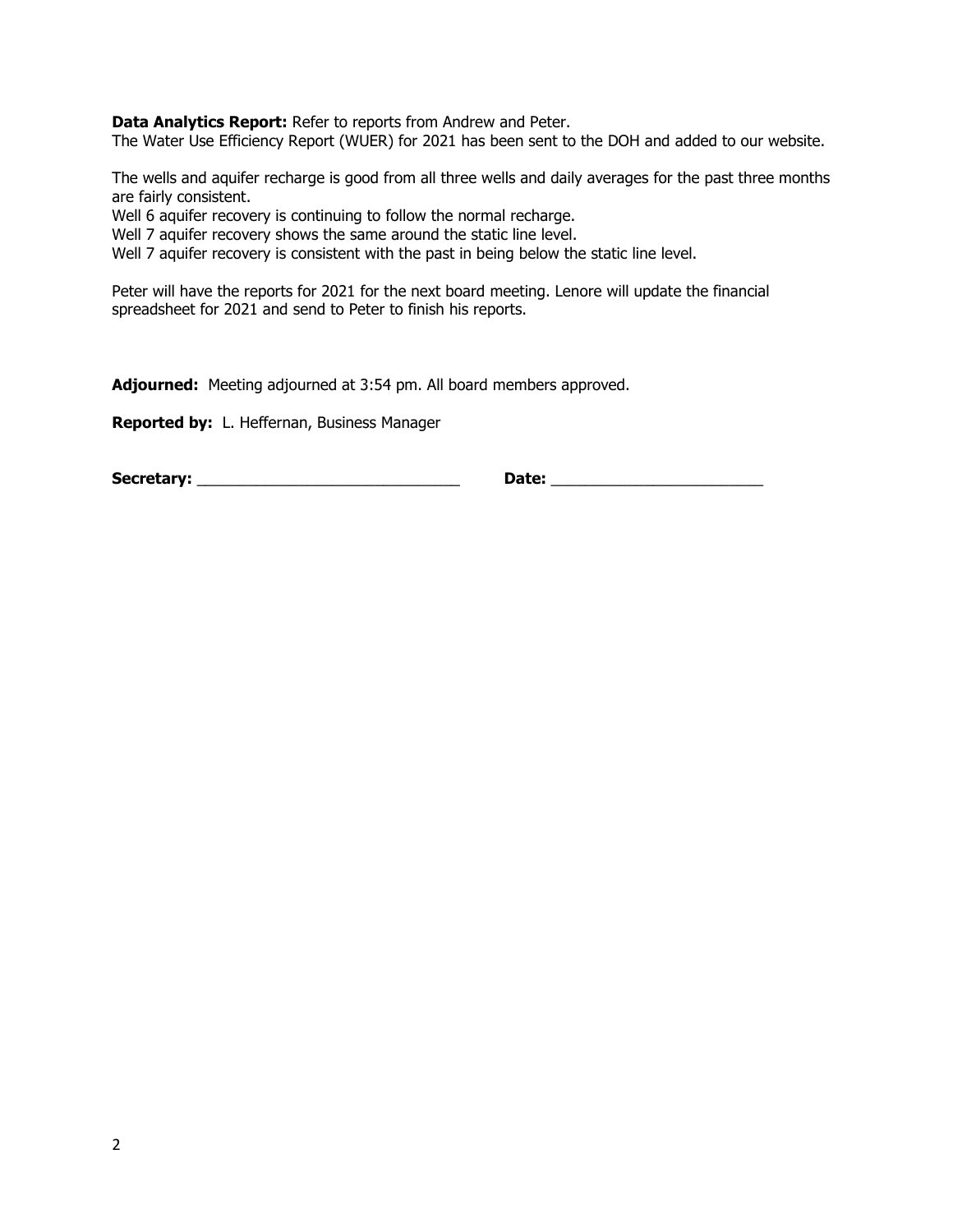**Data Analytics Report:** Refer to reports from Andrew and Peter.
The Water Use Efficiency Report (WUER) for 2021 has been sent to the DOH and added to our website.

The wells and aquifer recharge is good from all three wells and daily averages for the past three months are fairly consistent.
Well 6 aquifer recovery is continuing to follow the normal recharge.
Well 7 aquifer recovery shows the same around the static line level.
Well 7 aquifer recovery is consistent with the past in being below the static line level.

Peter will have the reports for 2021 for the next board meeting. Lenore will update the financial spreadsheet for 2021 and send to Peter to finish his reports.

**Adjourned:** Meeting adjourned at 3:54 pm. All board members approved.

**Reported by:** L. Heffernan, Business Manager

**Secretary:** ______________________________ **Date:** ________________________